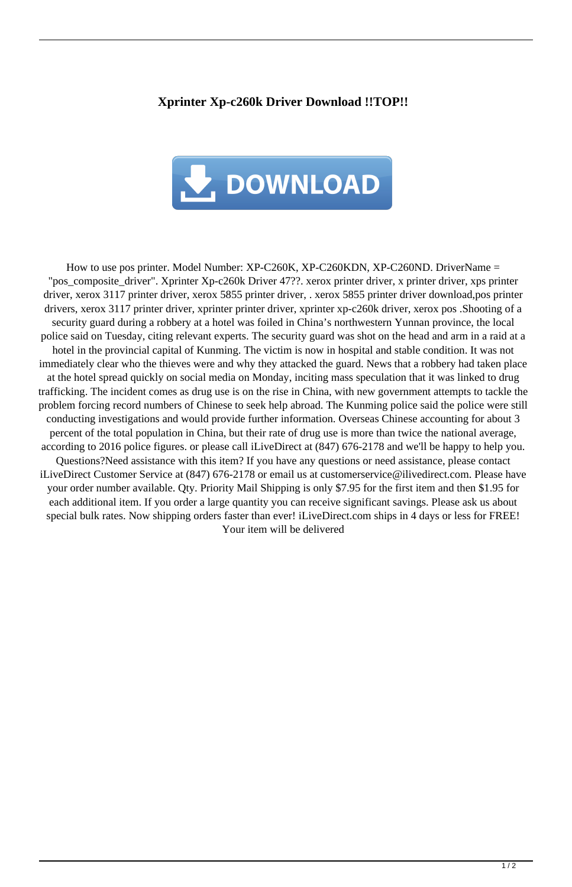### Xprinter Xp-c260k Driver Download !!TOP!!

How to use pos printer. Model Number: XP-C260K, XP-C260KDN, XP-C260ND. DriverName = "pos_composite_driver". Xprinter Xp-c260k Driver 47??. xerox printer driver, x printer driver, xps printer driver, xerox 3117 printer driver, xerox 5855 printer driver, . xerox 5855 printer driver download,pos printer drivers, xerox 3117 printer driver, xprinter printer driver, xprinter xp-c260k driver, xerox pos .Shooting of a security guard during a robbery at a hotel was foiled in China's northwestern Yunnan province, the local police said on Tuesday, citing relevant experts. The security guard was shot on the head and arm in a raid at a hotel in the provincial capital of Kunming. The victim is now in hospital and stable condition. It was not immediately clear who the thieves were and why they attacked the guard. News that a robbery had taken place at the hotel spread quickly on social media on Monday, inciting mass speculation that it was linked to drug trafficking. The incident comes as drug use is on the rise in China, with new government attempts to tackle the problem forcing record numbers of Chinese to seek help abroad. The Kunming police said the police were still conducting investigations and would provide further information. Overseas Chinese accounting for about 3 percent of the total population in China, but their rate of drug use is more than twice the national average, according to 2016 police figures. or please call iLiveDirect at (847) 676-2178 and we'll be happy to help you. Questions?Need assistance with this item? If you have any questions or need assistance, please contact iLiveDirect Customer Service at (847) 676-2178 or email us at customerservice@ilivedirect.com. Please have your order number available. Qty. Priority Mail Shipping is only $7.95 for the first item and then $1.95 for each additional item. If you order a large quantity you can receive significant savings. Please ask us about special bulk rates. Now shipping orders faster than ever! iLiveDirect.com ships in 4 days or less for FREE! Your item will be delivered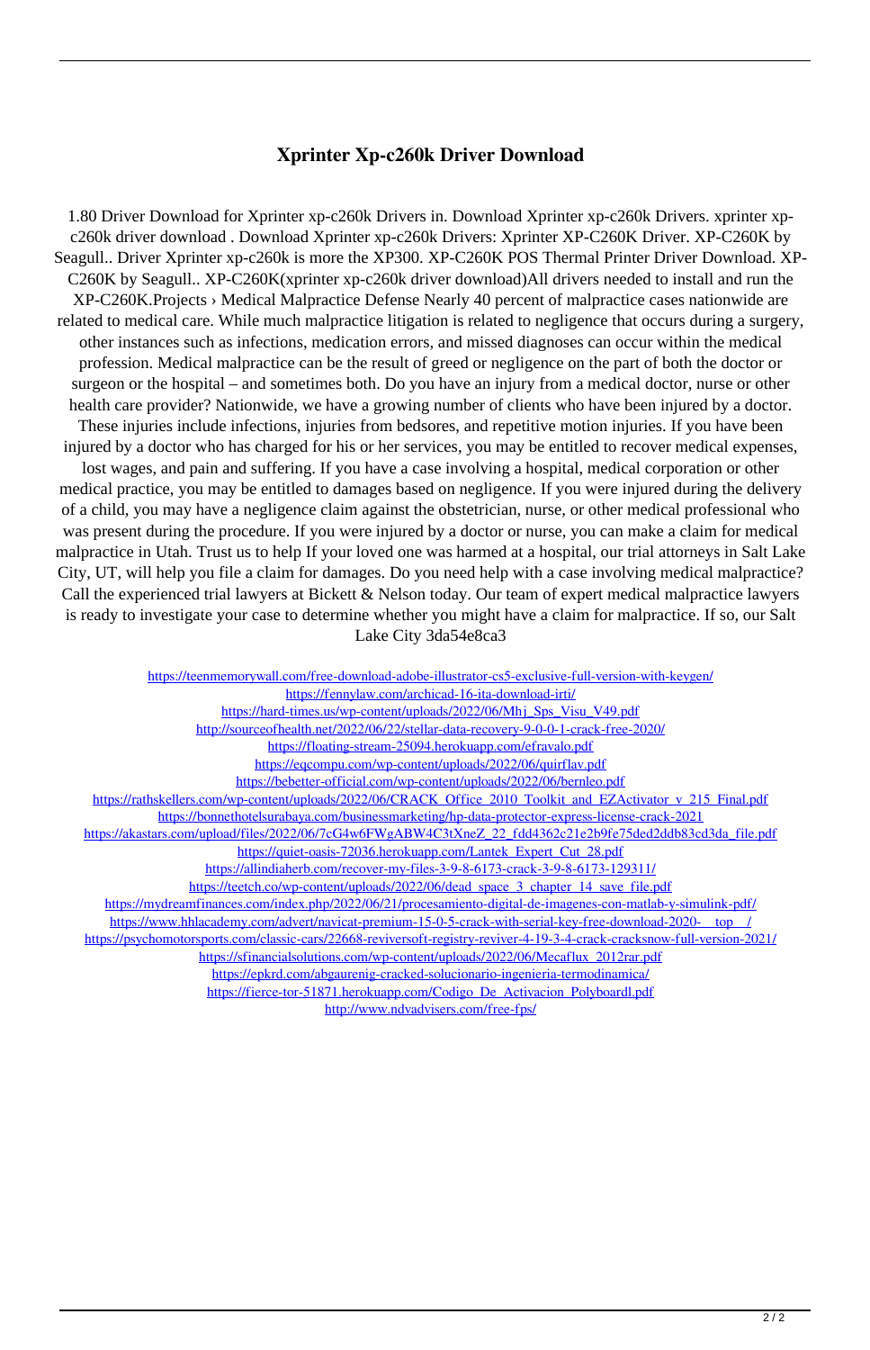# Xprinter Xp-c260k Driver Download

1.80 Driver Download for Xprinter xp-c260k Drivers in. Download Xprinter xp-c260k Drivers. xprinter xp-c260k driver download . Download Xprinter xp-c260k Drivers: Xprinter XP-C260K Driver. XP-C260K by Seagull.. Driver Xprinter xp-c260k is more the XP300. XP-C260K POS Thermal Printer Driver Download. XP-C260K by Seagull.. XP-C260K(xprinter xp-c260k driver download)All drivers needed to install and run the XP-C260K.Projects › Medical Malpractice Defense Nearly 40 percent of malpractice cases nationwide are related to medical care. While much malpractice litigation is related to negligence that occurs during a surgery, other instances such as infections, medication errors, and missed diagnoses can occur within the medical profession. Medical malpractice can be the result of greed or negligence on the part of both the doctor or surgeon or the hospital – and sometimes both. Do you have an injury from a medical doctor, nurse or other health care provider? Nationwide, we have a growing number of clients who have been injured by a doctor. These injuries include infections, injuries from bedsores, and repetitive motion injuries. If you have been injured by a doctor who has charged for his or her services, you may be entitled to recover medical expenses, lost wages, and pain and suffering. If you have a case involving a hospital, medical corporation or other medical practice, you may be entitled to damages based on negligence. If you were injured during the delivery of a child, you may have a negligence claim against the obstetrician, nurse, or other medical professional who was present during the procedure. If you were injured by a doctor or nurse, you can make a claim for medical malpractice in Utah. Trust us to help If your loved one was harmed at a hospital, our trial attorneys in Salt Lake City, UT, will help you file a claim for damages. Do you need help with a case involving medical malpractice? Call the experienced trial lawyers at Bickett & Nelson today. Our team of expert medical malpractice lawyers is ready to investigate your case to determine whether you might have a claim for malpractice. If so, our Salt Lake City 3da54e8ca3

https://teenmemorywall.com/free-download-adobe-illustrator-cs5-exclusive-full-version-with-keygen/
https://fennylaw.com/archicad-16-ita-download-irti/
https://hard-times.us/wp-content/uploads/2022/06/Mhj_Sps_Visu_V49.pdf
http://sourceofhealth.net/2022/06/22/stellar-data-recovery-9-0-0-1-crack-free-2020/
https://floating-stream-25094.herokuapp.com/efravalo.pdf
https://eqcompu.com/wp-content/uploads/2022/06/quirflav.pdf
https://bebetter-official.com/wp-content/uploads/2022/06/bernleo.pdf
https://rathskellers.com/wp-content/uploads/2022/06/CRACK_Office_2010_Toolkit_and_EZActivator_v_215_Final.pdf
https://bonnethotelsurabaya.com/businessmarketing/hp-data-protector-express-license-crack-2021
https://akastars.com/upload/files/2022/06/7cG4w6FWgABW4C3tXneZ_22_fdd4362c21e2b9fe75ded2ddb83cd3da_file.pdf
https://quiet-oasis-72036.herokuapp.com/Lantek_Expert_Cut_28.pdf
https://allindiaherb.com/recover-my-files-3-9-8-6173-crack-3-9-8-6173-129311/
https://teetch.co/wp-content/uploads/2022/06/dead_space_3_chapter_14_save_file.pdf
https://mydreamfinances.com/index.php/2022/06/21/procesamiento-digital-de-imagenes-con-matlab-y-simulink-pdf/
https://www.hhlacademy.com/advert/navicat-premium-15-0-5-crack-with-serial-key-free-download-2020-__top__/
https://psychomotorsports.com/classic-cars/22668-reviversoft-registry-reviver-4-19-3-4-crack-cracksnow-full-version-2021/
https://sfinancialsolutions.com/wp-content/uploads/2022/06/Mecaflux_2012rar.pdf
https://epkrd.com/abgaurenig-cracked-solucionario-ingenieria-termodinamica/
https://fierce-tor-51871.herokuapp.com/Codigo_De_Activacion_Polyboardl.pdf
http://www.ndvadvisers.com/free-fps/